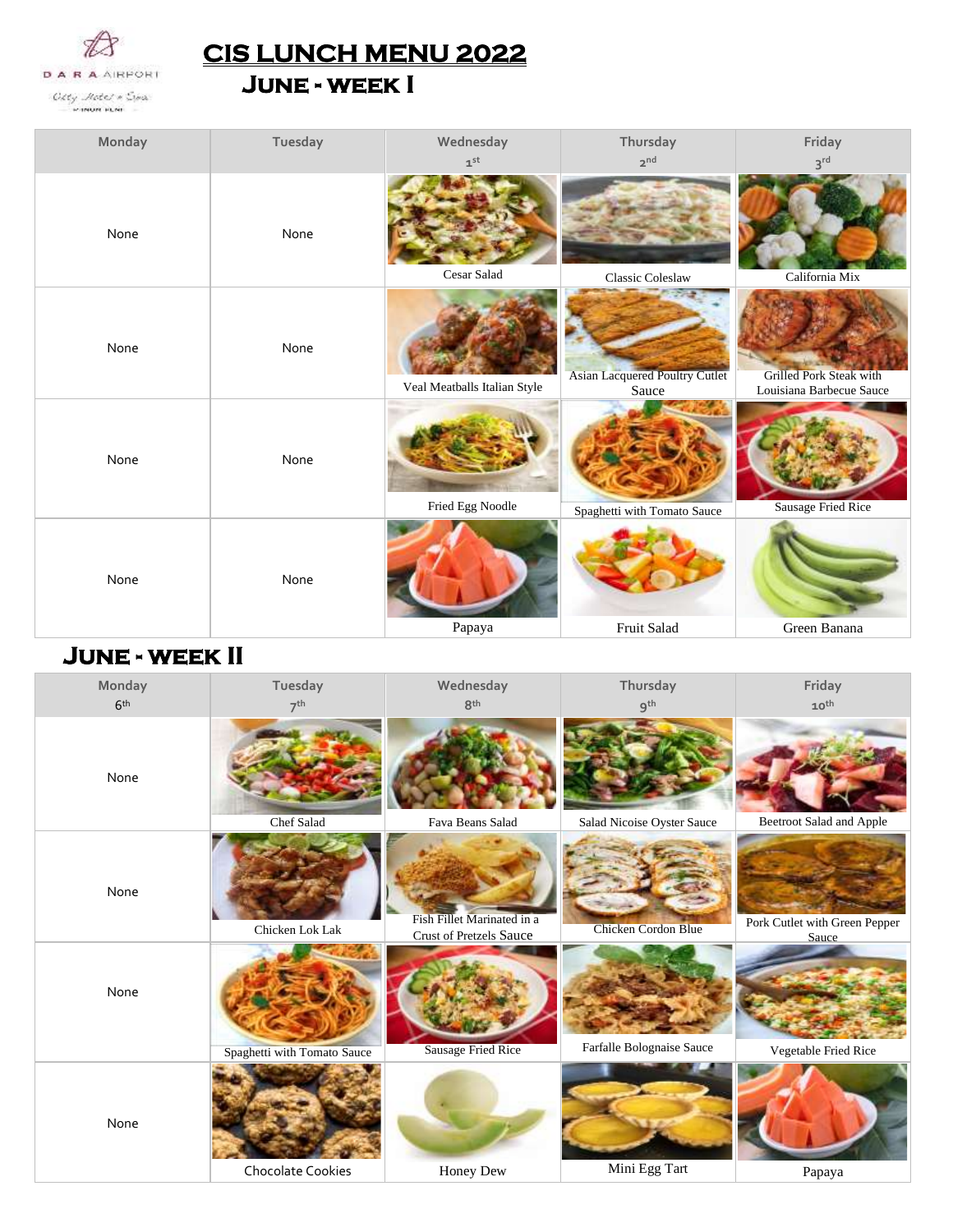DARA AIRPORT City Hotel & Spa

# CIS LUNCH MENU 2022

## June - week I

| Monday | Tuesday | Wednesday 1st | Thursday 2nd | Friday 3rd |
|---|---|---|---|---|
| None | None | Cesar Salad | Classic Coleslaw | California Mix |
| None | None | Veal Meatballs Italian Style | Asian Lacquered Poultry Cutlet Sauce | Grilled Pork Steak with Louisiana Barbecue Sauce |
| None | None | Fried Egg Noodle | Spaghetti with Tomato Sauce | Sausage Fried Rice |
| None | None | Papaya | Fruit Salad | Green Banana |

## June - week II

| Monday 6th | Tuesday 7th | Wednesday 8th | Thursday 9th | Friday 10th |
|---|---|---|---|---|
| None | Chef Salad | Fava Beans Salad | Salad Nicoise Oyster Sauce | Beetroot Salad and Apple |
| None | Chicken Lok Lak | Fish Fillet Marinated in a Crust of Pretzels Sauce | Chicken Cordon Blue | Pork Cutlet with Green Pepper Sauce |
| None | Spaghetti with Tomato Sauce | Sausage Fried Rice | Farfalle Bolognaise Sauce | Vegetable Fried Rice |
| None | Chocolate Cookies | Honey Dew | Mini Egg Tart | Papaya |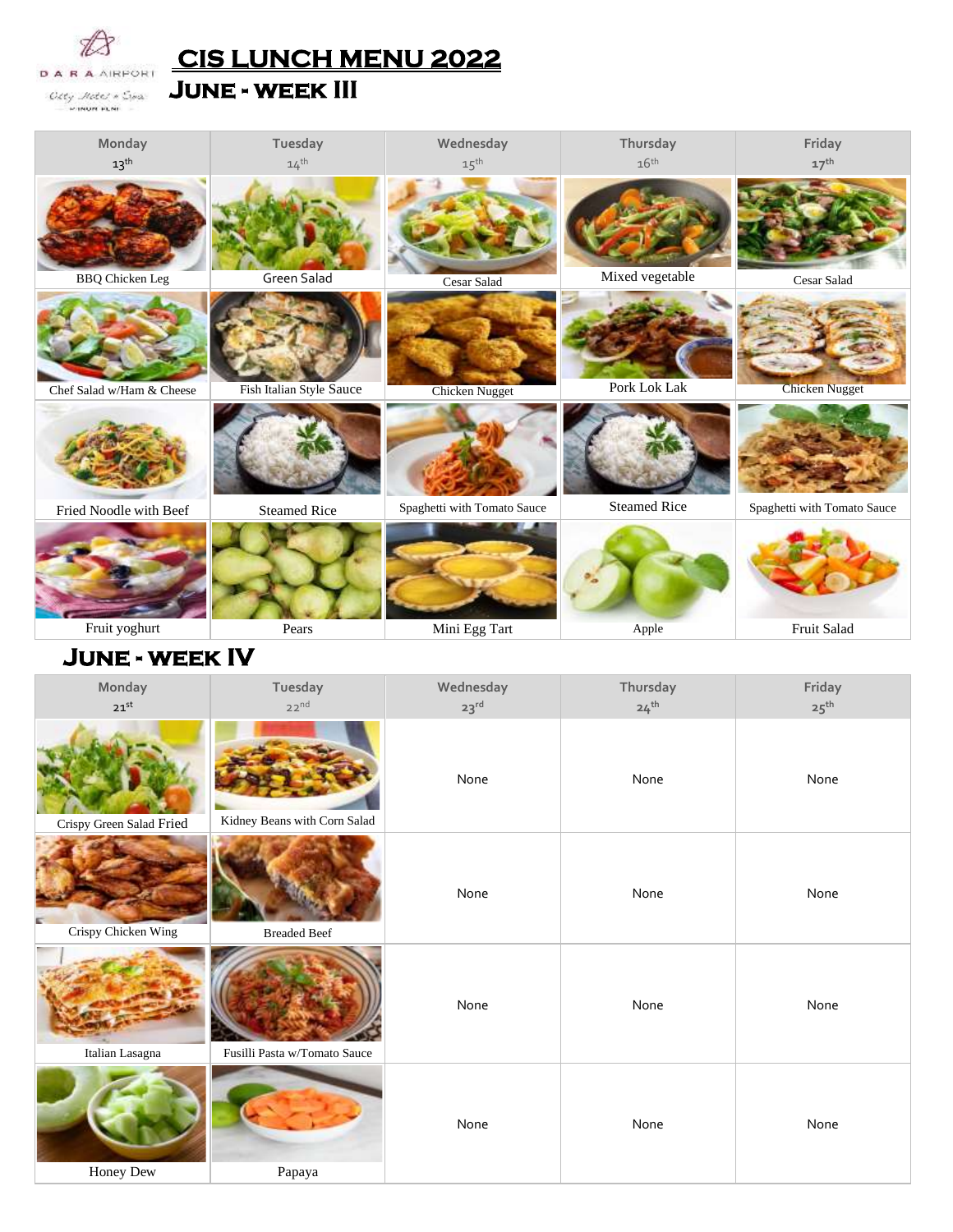# CIS LUNCH MENU 2022

## June - week III

| Monday 13th | Tuesday 14th | Wednesday 15th | Thursday 16th | Friday 17th |
|---|---|---|---|---|
| BBQ Chicken Leg | Green Salad | Cesar Salad | Mixed vegetable | Cesar Salad |
| Chef Salad w/Ham & Cheese | Fish Italian Style Sauce | Chicken Nugget | Pork Lok Lak | Chicken Nugget |
| Fried Noodle with Beef | Steamed Rice | Spaghetti with Tomato Sauce | Steamed Rice | Spaghetti with Tomato Sauce |
| Fruit yoghurt | Pears | Mini Egg Tart | Apple | Fruit Salad |

## June - week IV

| Monday 21st | Tuesday 22nd | Wednesday 23rd | Thursday 24th | Friday 25th |
|---|---|---|---|---|
| Crispy Green Salad Fried | Kidney Beans with Corn Salad | None | None | None |
| Crispy Chicken Wing | Breaded Beef | None | None | None |
| Italian Lasagna | Fusilli Pasta w/Tomato Sauce | None | None | None |
| Honey Dew | Papaya | None | None | None |